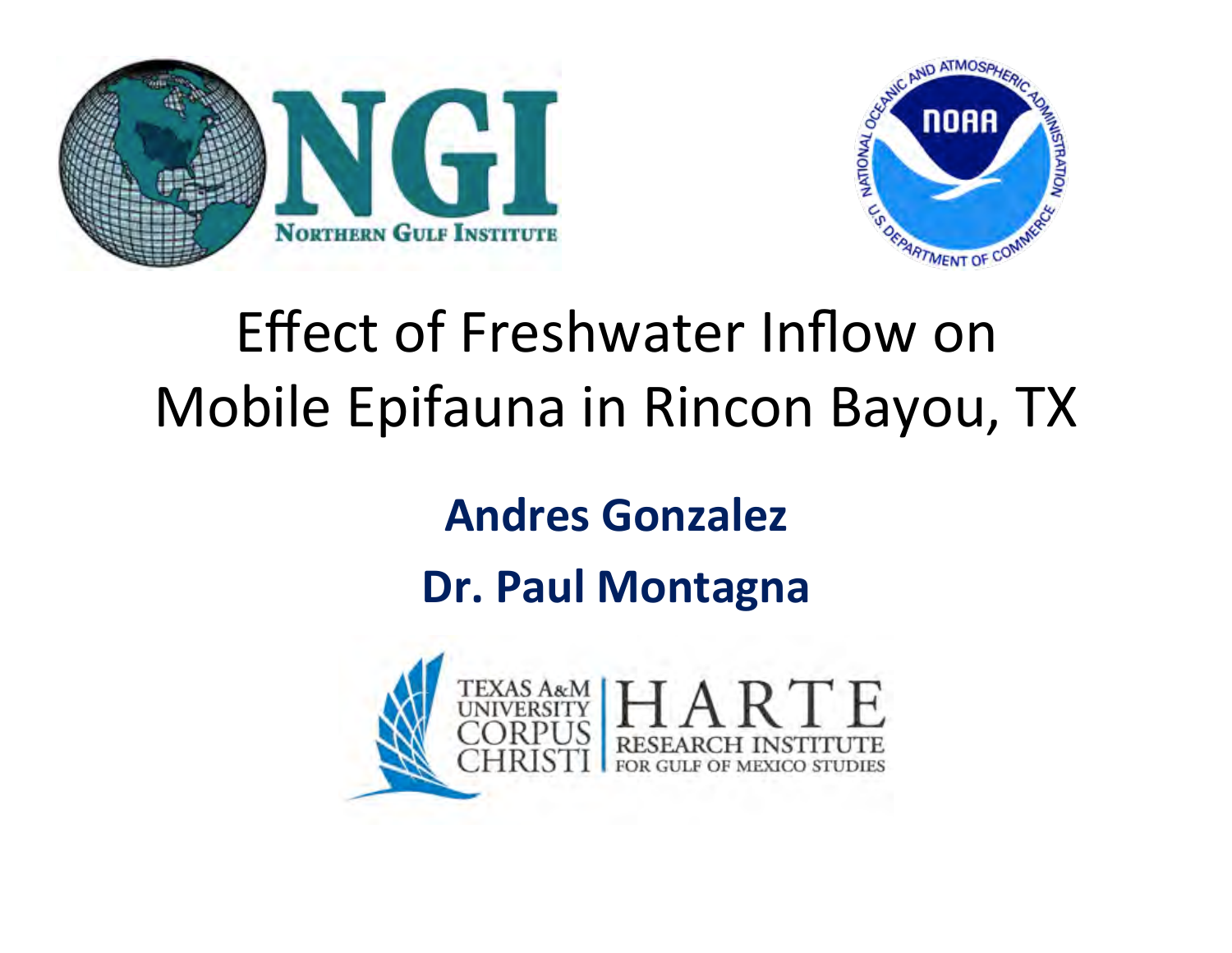# Effect of Freshwater Inflow on Mobile Epifauna in Rincon Bayou, TX

**Andres Gonzalez**

**Dr. Paul Montagna**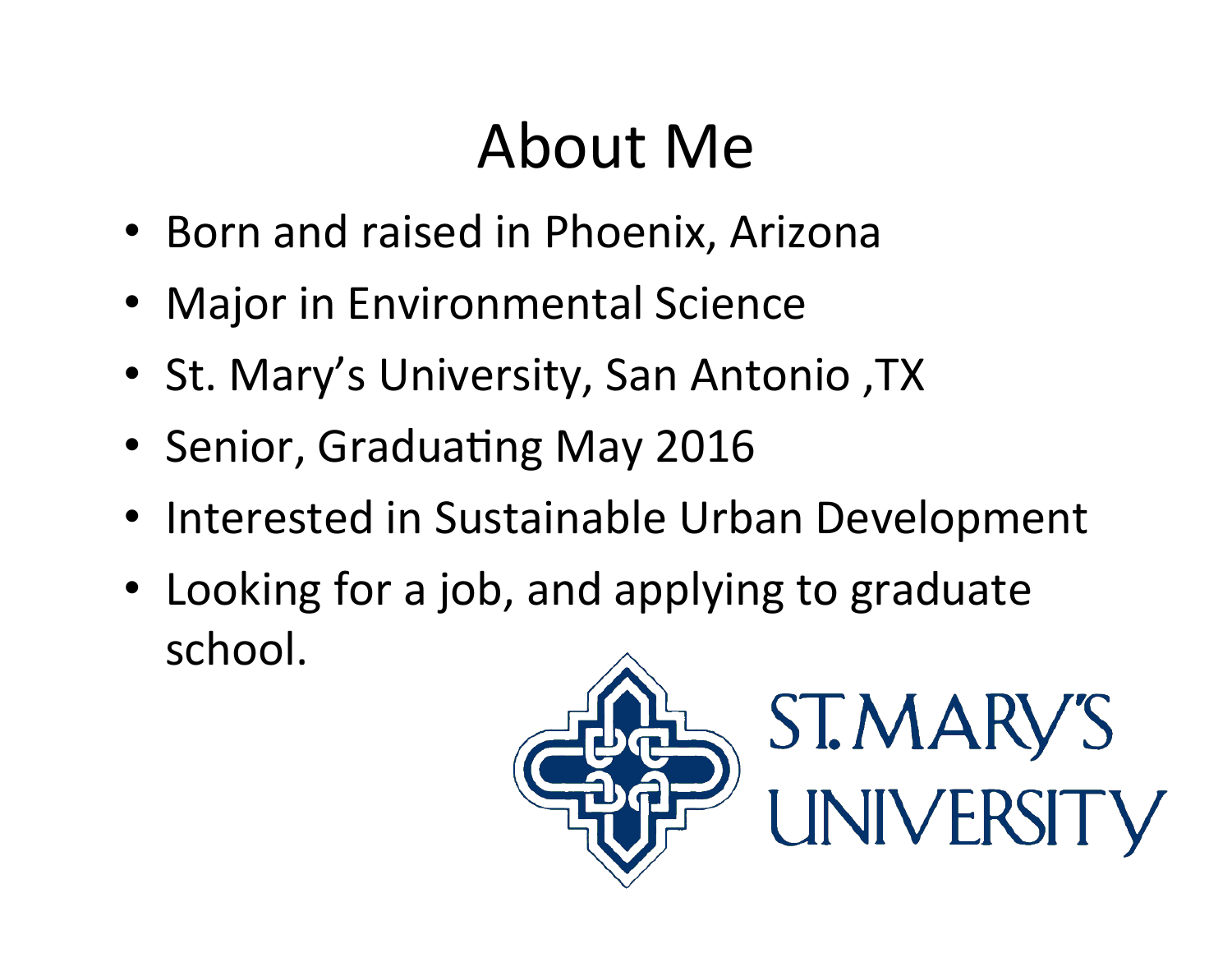# About Me

- Born and raised in Phoenix, Arizona
- Major in Environmental Science
- St. Mary's University, San Antonio ,TX
- Senior, Graduating May 2016
- Interested in Sustainable Urban Development
- Looking for a job, and applying to graduate school.

ST. MARY'S UNIVERSITY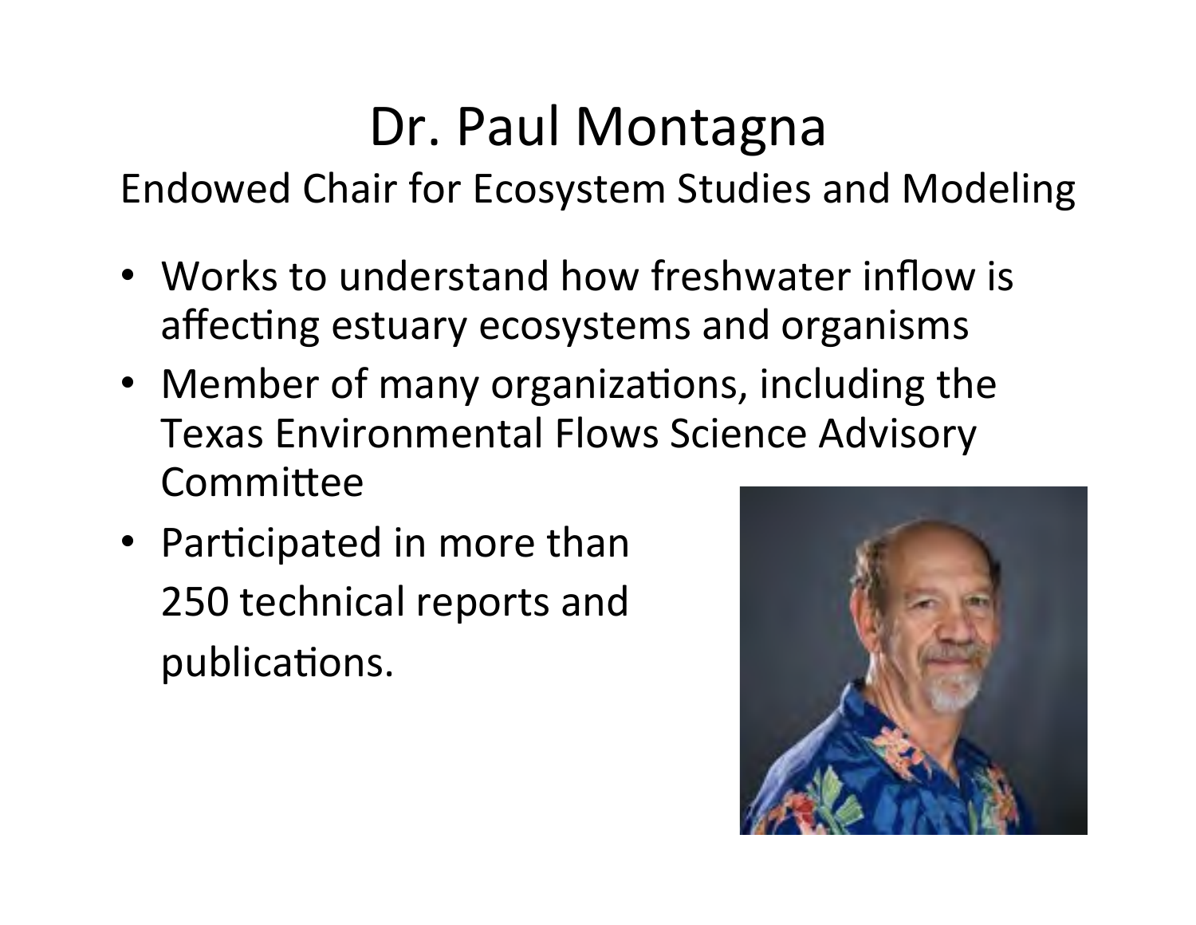# Dr. Paul Montagna

Endowed Chair for Ecosystem Studies and Modeling

- Works to understand how freshwater inflow is affecting estuary ecosystems and organisms
- Member of many organizations, including the Texas Environmental Flows Science Advisory Committee
- Participated in more than 250 technical reports and publications.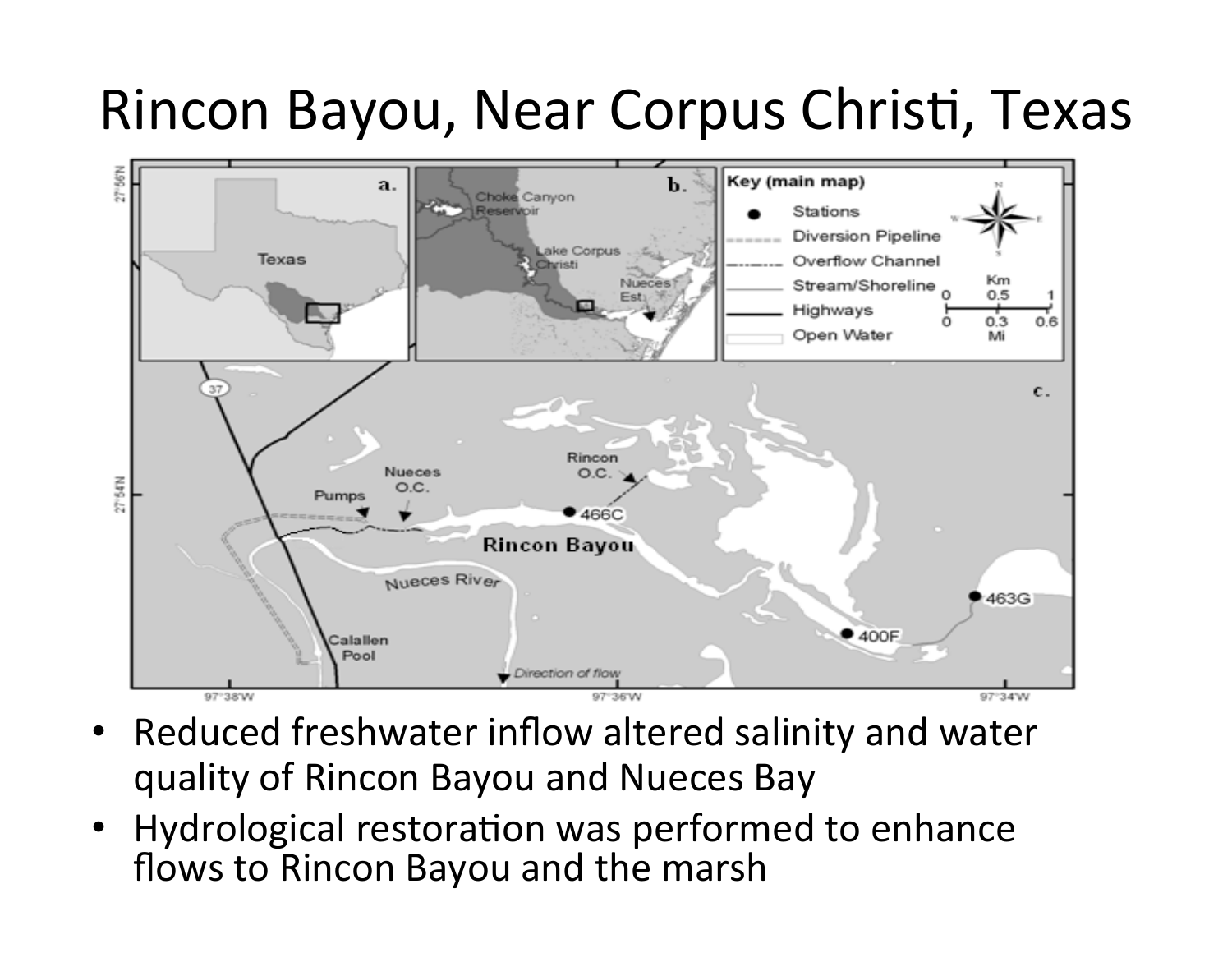# Rincon Bayou, Near Corpus Christi, Texas

- Reduced freshwater inflow altered salinity and water quality of Rincon Bayou and Nueces Bay
- Hydrological restoration was performed to enhance flows to Rincon Bayou and the marsh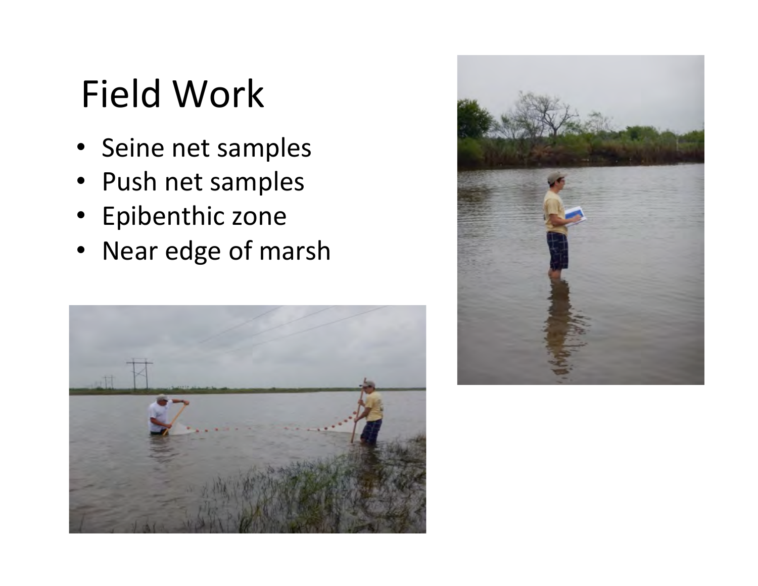# Field Work

- Seine net samples
- Push net samples
- Epibenthic zone
- Near edge of marsh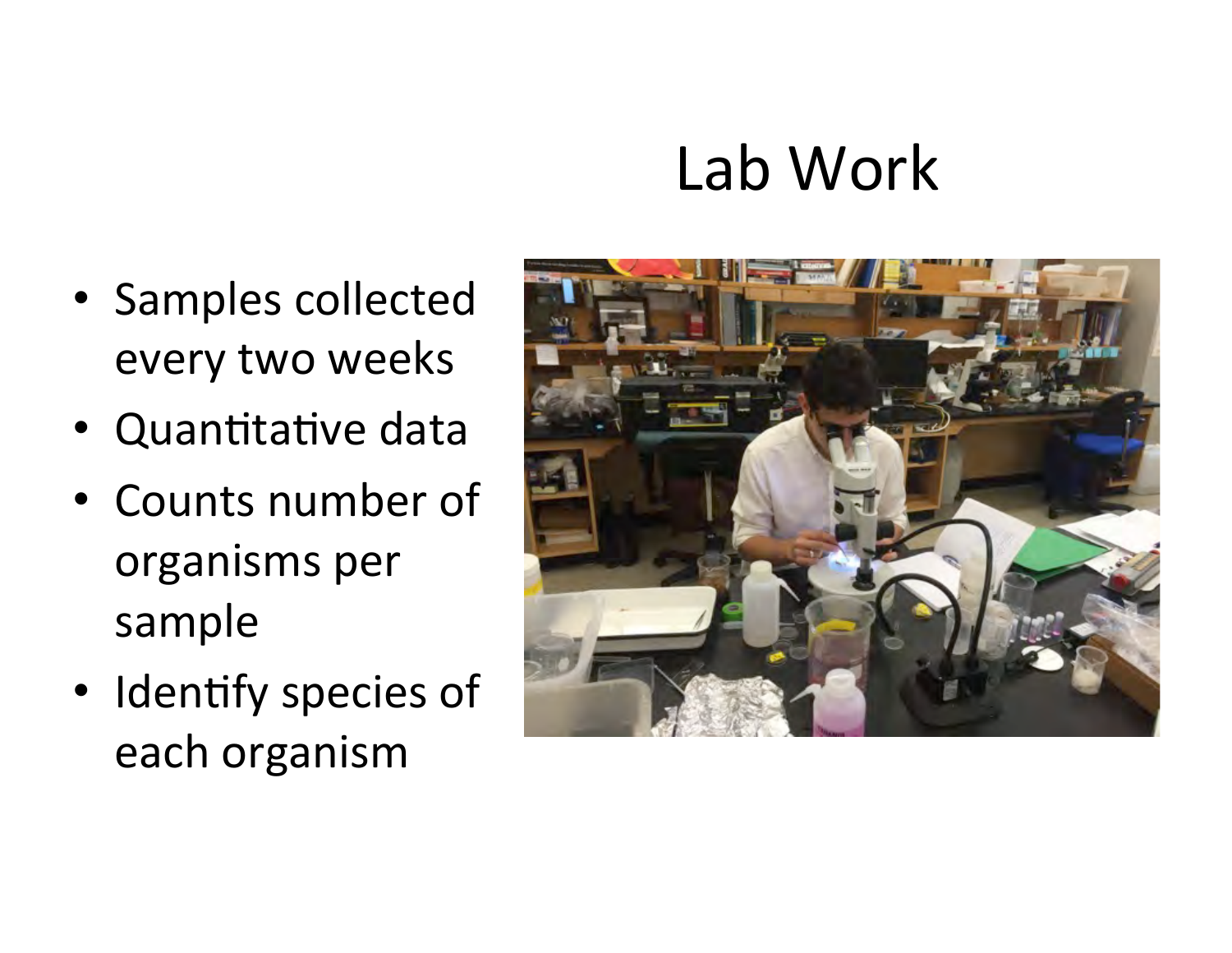# Lab Work

- Samples collected every two weeks
- Quantitative data
- Counts number of organisms per sample
- Identify species of each organism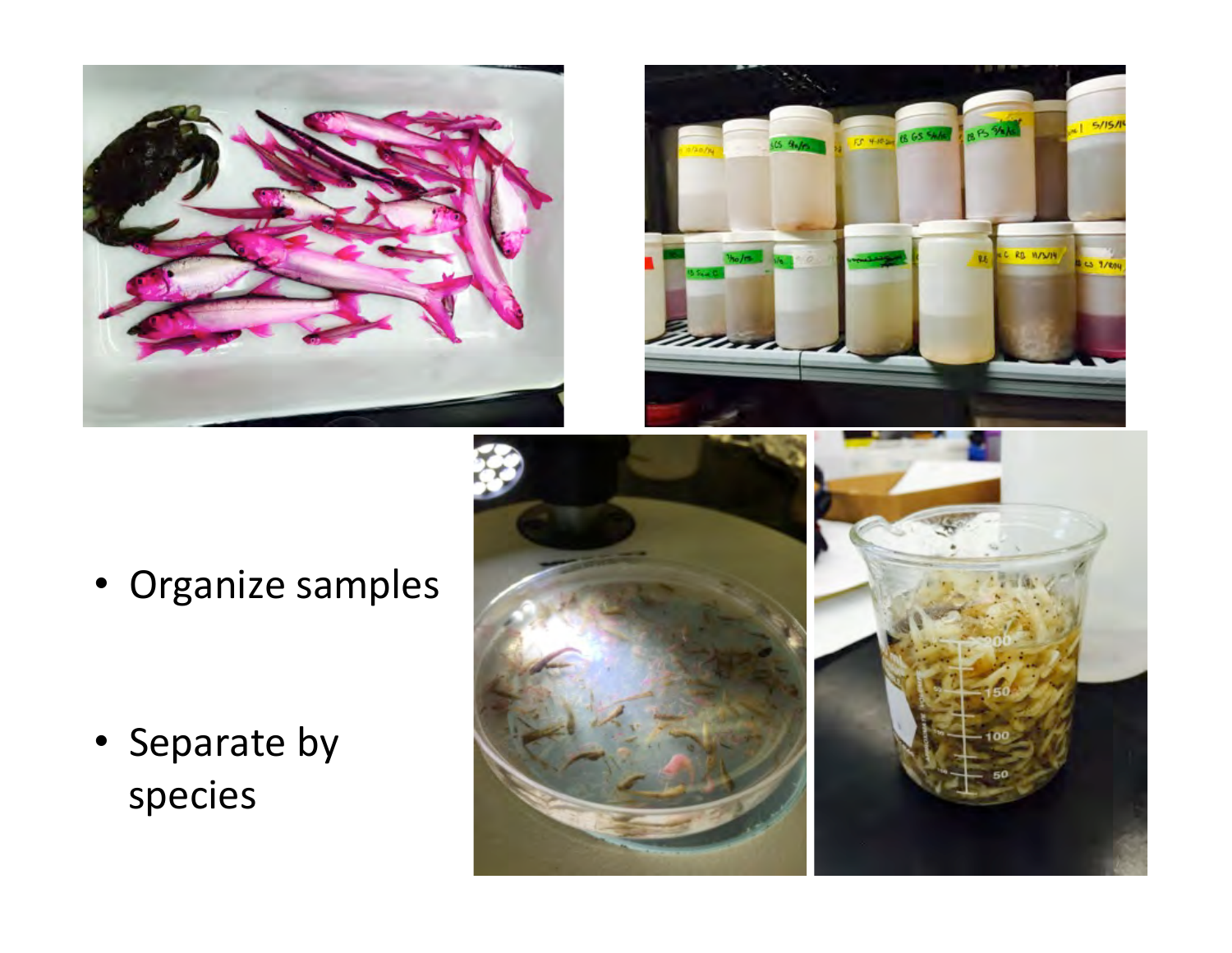- Organize samples

- Separate by species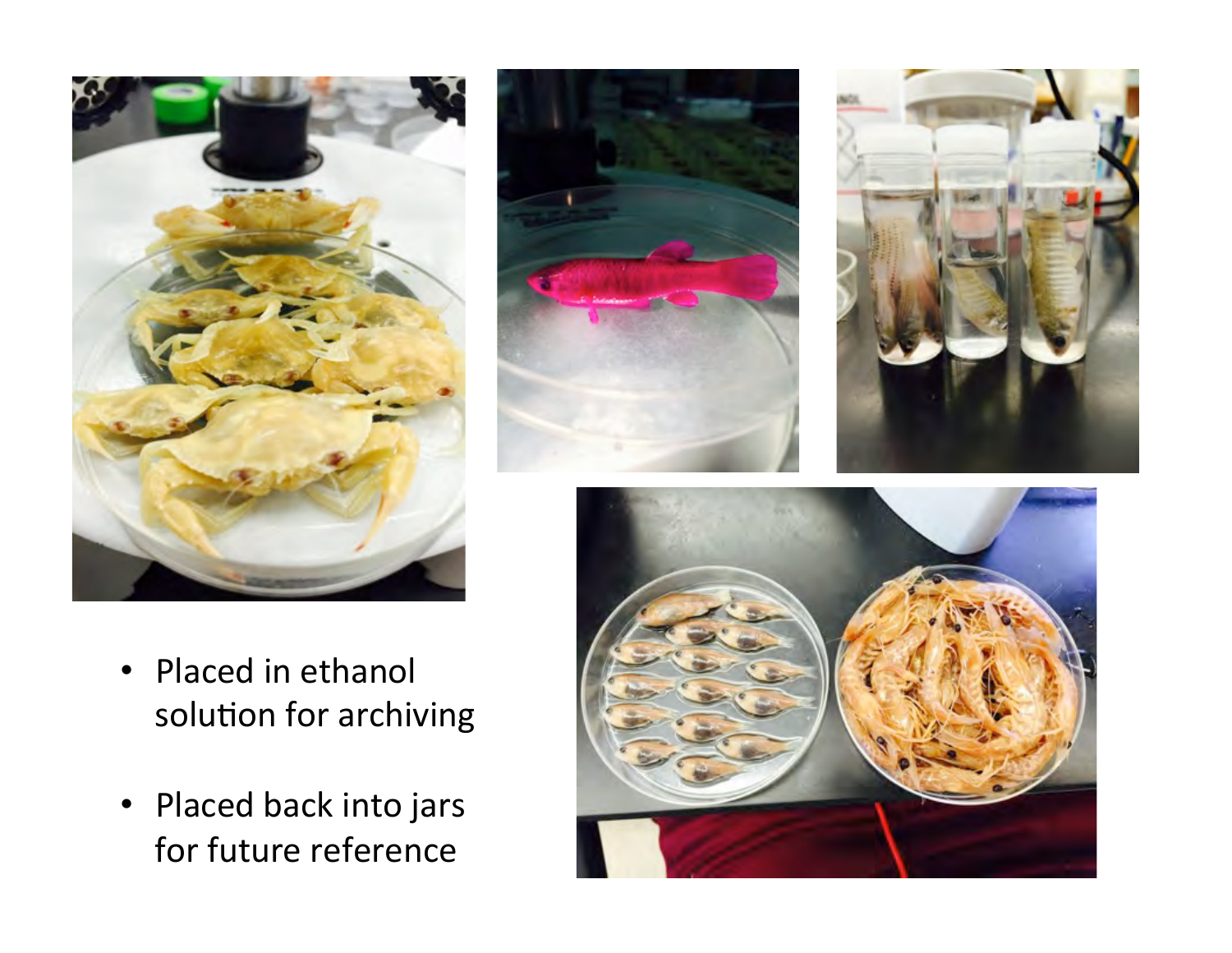- Placed in ethanol solution for archiving
- Placed back into jars for future reference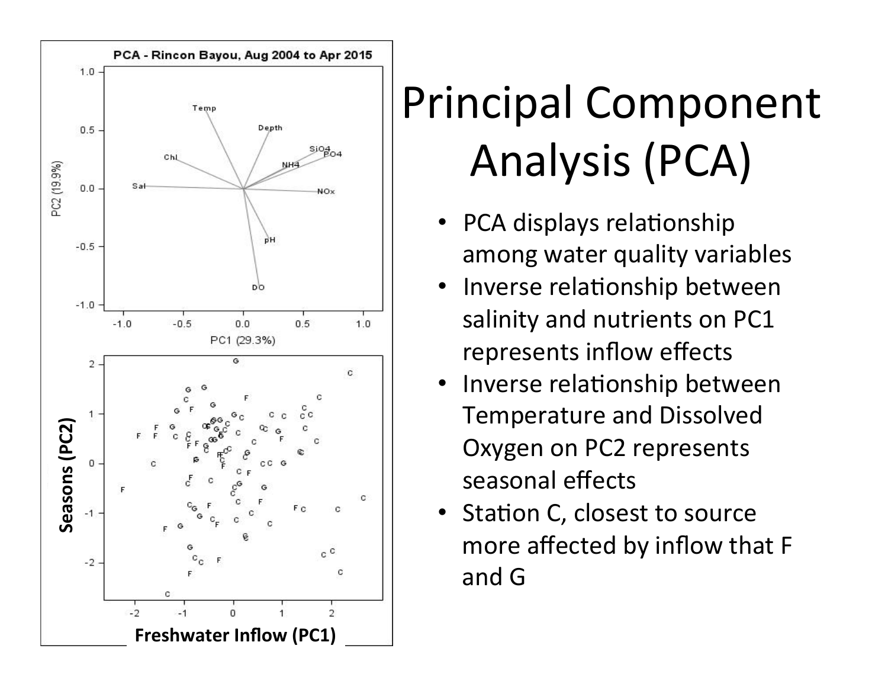# Principal Component Analysis (PCA)

- PCA displays relationship among water quality variables
- Inverse relationship between salinity and nutrients on PC1 represents inflow effects
- Inverse relationship between Temperature and Dissolved Oxygen on PC2 represents seasonal effects
- Station C, closest to source more affected by inflow that F and G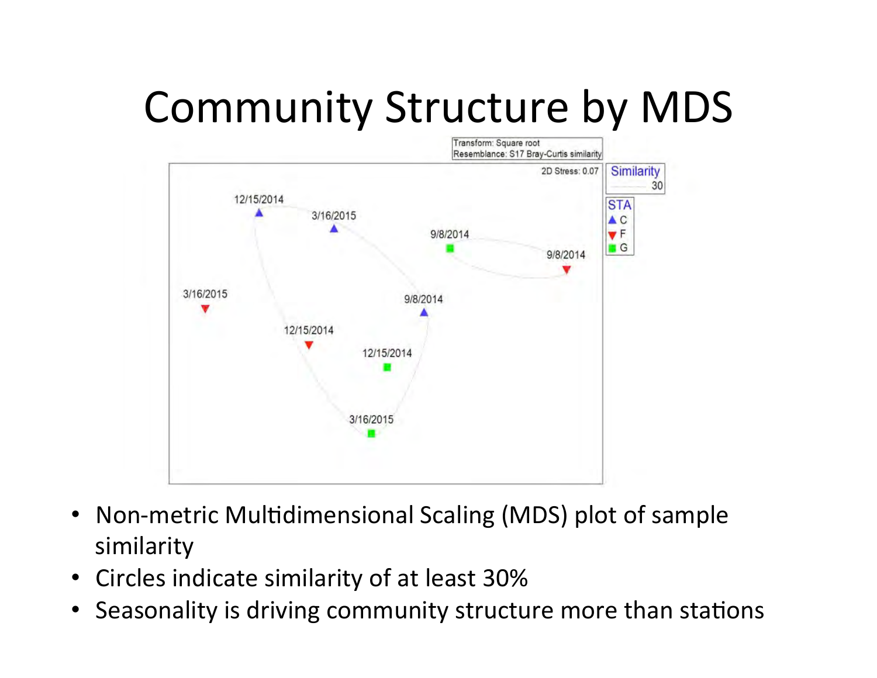# Community Structure by MDS

Transform: Square root
Resemblance: S17 Bray-Curtis similarity

2D Stress: 0.07

Similarity
30

STA
▲ C
▼ F
■ G

- Non-metric Multidimensional Scaling (MDS) plot of sample similarity
- Circles indicate similarity of at least 30%
- Seasonality is driving community structure more than stations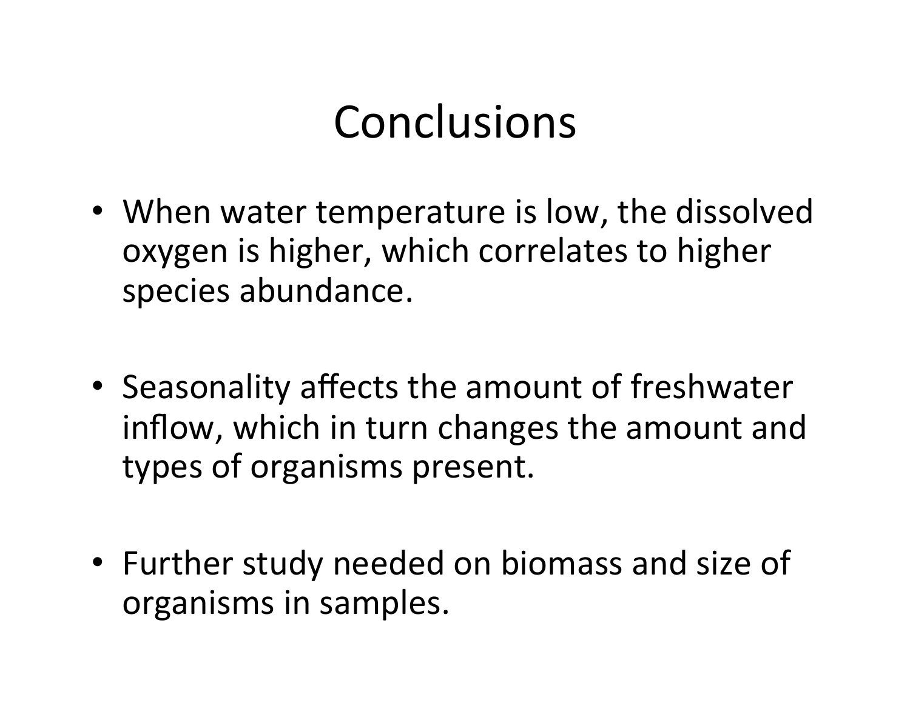# Conclusions

- When water temperature is low, the dissolved oxygen is higher, which correlates to higher species abundance.
- Seasonality affects the amount of freshwater inflow, which in turn changes the amount and types of organisms present.
- Further study needed on biomass and size of organisms in samples.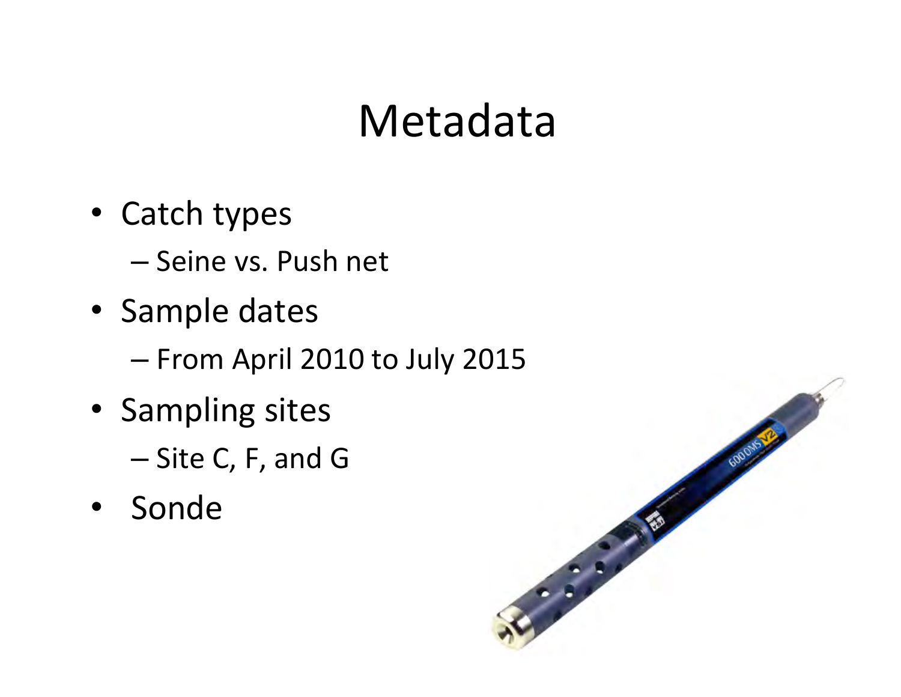# Metadata

- Catch types
  - Seine vs. Push net
- Sample dates
  - From April 2010 to July 2015
- Sampling sites
  - Site C, F, and G
- Sonde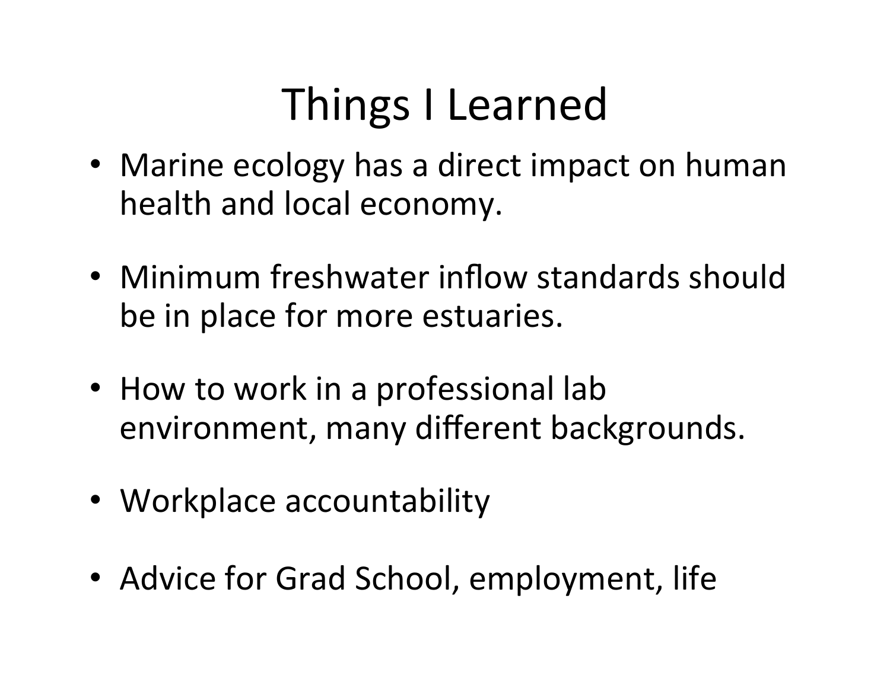# Things I Learned

- Marine ecology has a direct impact on human health and local economy.
- Minimum freshwater inflow standards should be in place for more estuaries.
- How to work in a professional lab environment, many different backgrounds.
- Workplace accountability
- Advice for Grad School, employment, life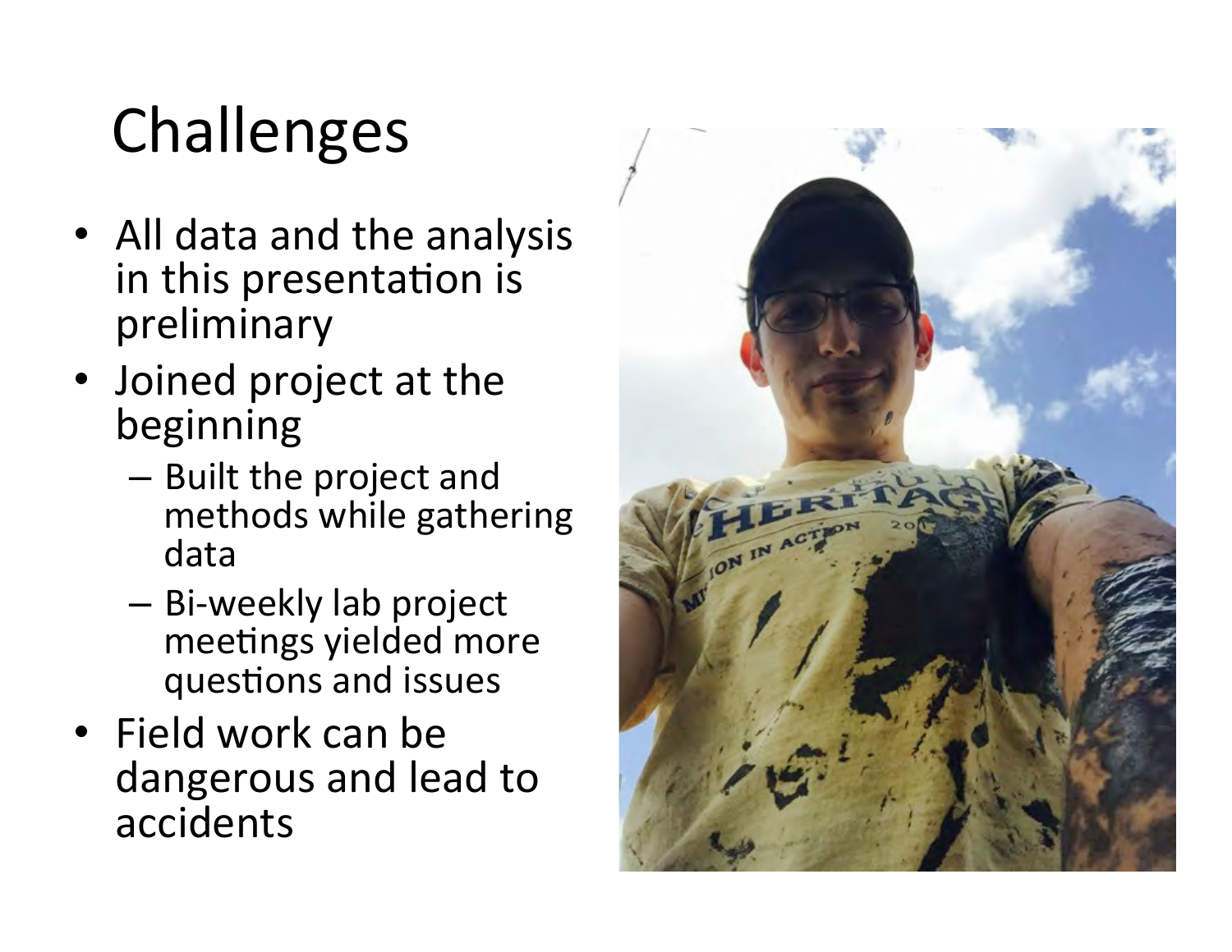# Challenges

- All data and the analysis in this presentation is preliminary
- Joined project at the beginning
  - Built the project and methods while gathering data
  - Bi-weekly lab project meetings yielded more questions and issues
- Field work can be dangerous and lead to accidents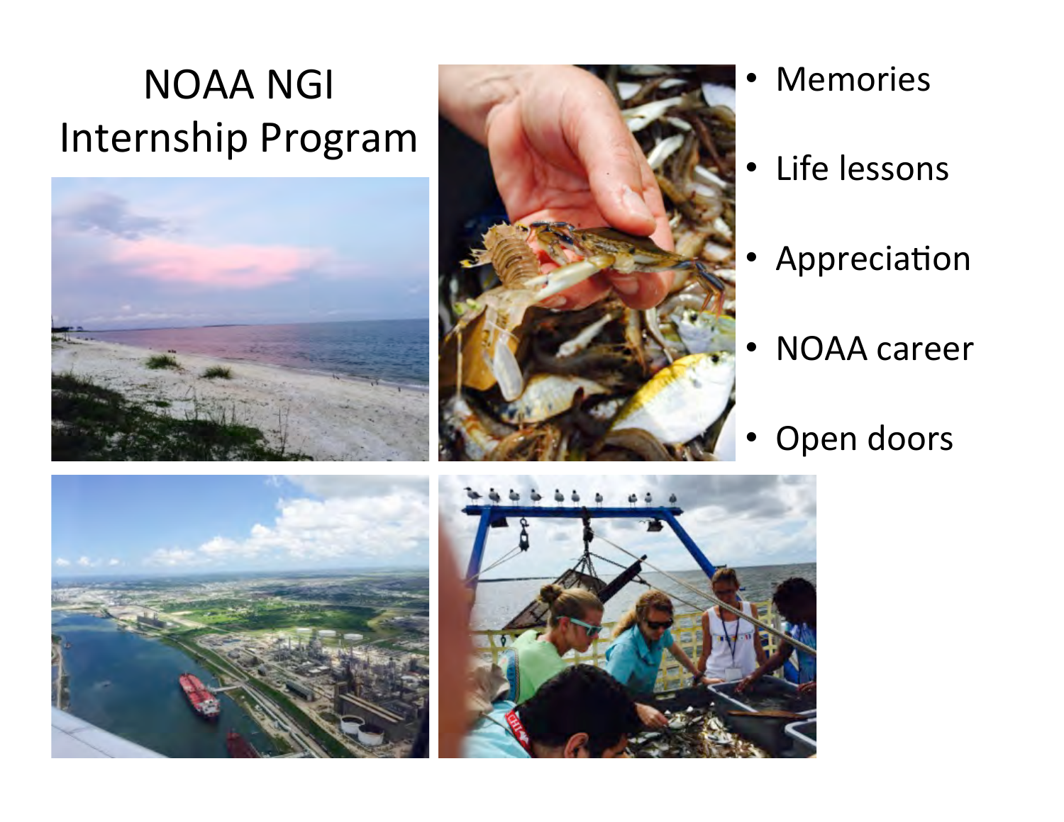# NOAA NGI Internship Program

- Memories
- Life lessons
- Appreciation
- NOAA career
- Open doors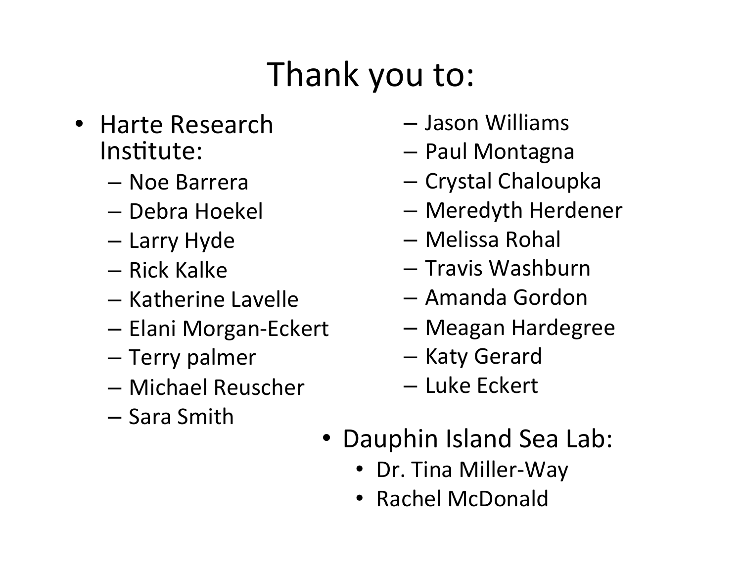# Thank you to:

- Harte Research Institute:
  - Noe Barrera
  - Debra Hoekel
  - Larry Hyde
  - Rick Kalke
  - Katherine Lavelle
  - Elani Morgan-Eckert
  - Terry palmer
  - Michael Reuscher
  - Sara Smith
  - Jason Williams
  - Paul Montagna
  - Crystal Chaloupka
  - Meredyth Herdener
  - Melissa Rohal
  - Travis Washburn
  - Amanda Gordon
  - Meagan Hardegree
  - Katy Gerard
  - Luke Eckert
- Dauphin Island Sea Lab:
  - Dr. Tina Miller-Way
  - Rachel McDonald